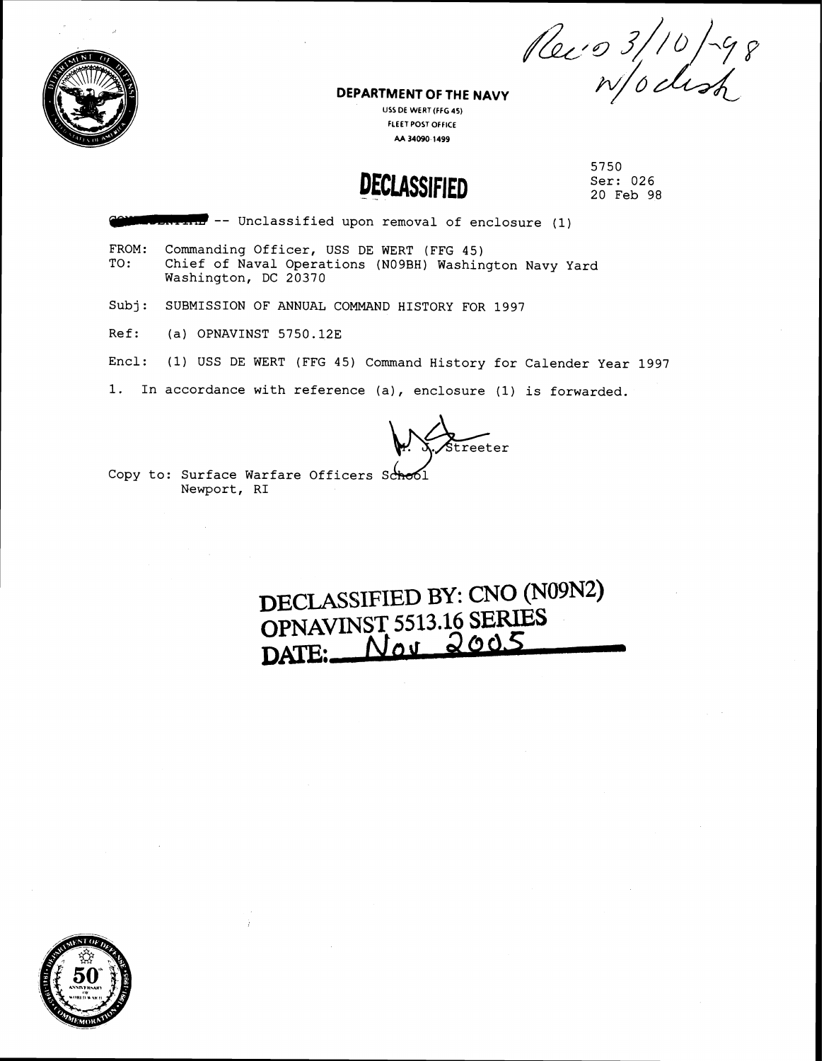Rec'd 3/10/98
w/o encl

**DEPARTMENT OF THE NAVY**
USS DE WERT (FFG 45)
FLEET POST OFFICE
AA 34090-1499

**DECLASSIFIED**

5750
Ser: 026
20 Feb 98

CONFIDENTIAL -- Unclassified upon removal of enclosure (1)

FROM: Commanding Officer, USS DE WERT (FFG 45)
TO: Chief of Naval Operations (N09BH) Washington Navy Yard
Washington, DC 20370

Subj: SUBMISSION OF ANNUAL COMMAND HISTORY FOR 1997

Ref: (a) OPNAVINST 5750.12E

Encl: (1) USS DE WERT (FFG 45) Command History for Calender Year 1997

1. In accordance with reference (a), enclosure (1) is forwarded.

M. J. Streeter

Copy to: Surface Warfare Officers School
Newport, RI

**DECLASSIFIED BY: CNO (N09N2)**
**OPNAVINST 5513.16 SERIES**
**DATE: Nov 2005**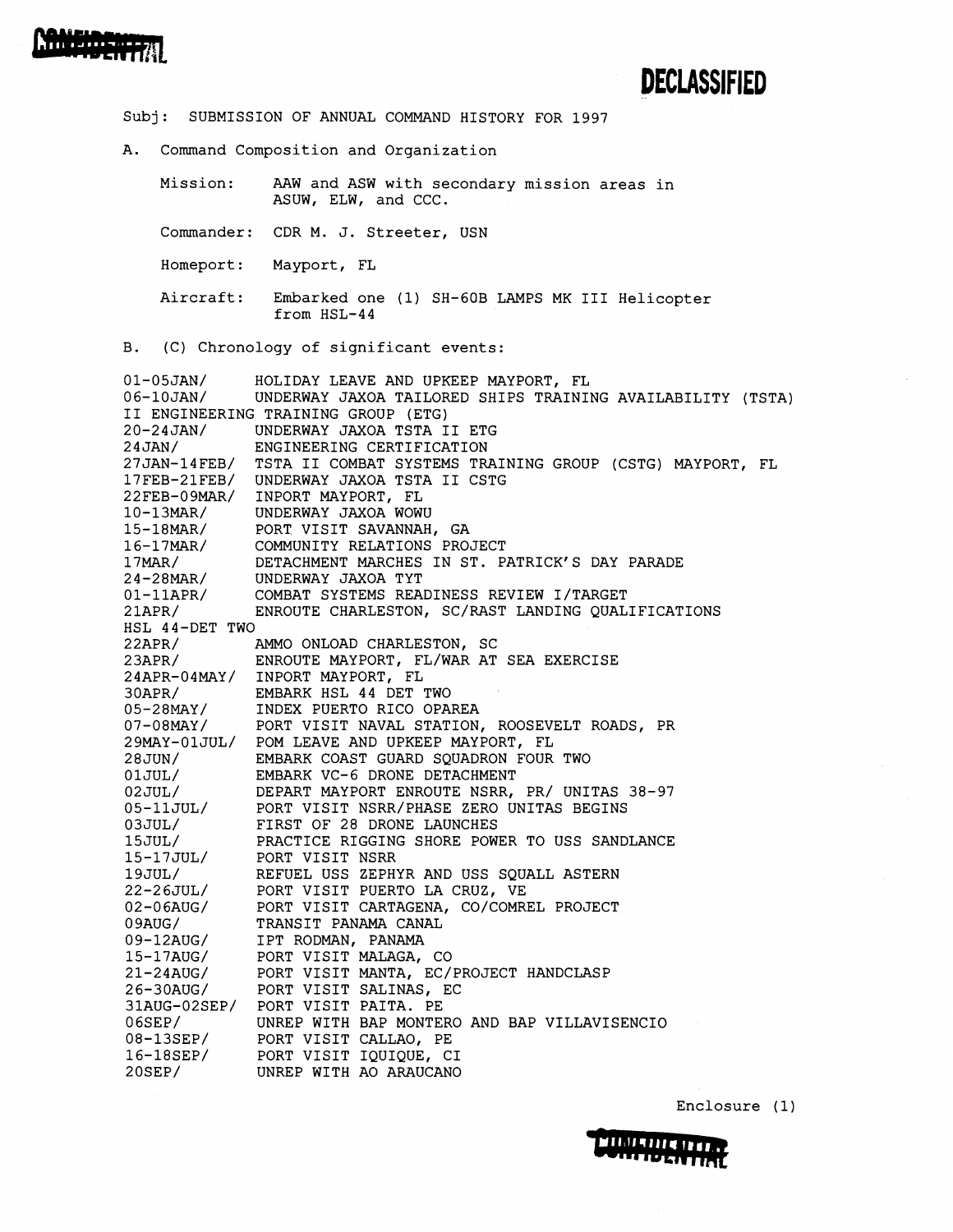CONFIDENTIAL

DECLASSIFIED

Subj: SUBMISSION OF ANNUAL COMMAND HISTORY FOR 1997

A. Command Composition and Organization

Mission: AAW and ASW with secondary mission areas in ASUW, ELW, and CCC.

Commander: CDR M. J. Streeter, USN

Homeport: Mayport, FL

Aircraft: Embarked one (1) SH-60B LAMPS MK III Helicopter from HSL-44

B. (C) Chronology of significant events:

01-05JAN/ HOLIDAY LEAVE AND UPKEEP MAYPORT, FL
06-10JAN/ UNDERWAY JAXOA TAILORED SHIPS TRAINING AVAILABILITY (TSTA) II ENGINEERING TRAINING GROUP (ETG)
20-24JAN/ UNDERWAY JAXOA TSTA II ETG
24JAN/ ENGINEERING CERTIFICATION
27JAN-14FEB/ TSTA II COMBAT SYSTEMS TRAINING GROUP (CSTG) MAYPORT, FL
17FEB-21FEB/ UNDERWAY JAXOA TSTA II CSTG
22FEB-09MAR/ INPORT MAYPORT, FL
10-13MAR/ UNDERWAY JAXOA WOWU
15-18MAR/ PORT VISIT SAVANNAH, GA
16-17MAR/ COMMUNITY RELATIONS PROJECT
17MAR/ DETACHMENT MARCHES IN ST. PATRICK'S DAY PARADE
24-28MAR/ UNDERWAY JAXOA TYT
01-11APR/ COMBAT SYSTEMS READINESS REVIEW I/TARGET
21APR/ ENROUTE CHARLESTON, SC/RAST LANDING QUALIFICATIONS HSL 44-DET TWO
22APR/ AMMO ONLOAD CHARLESTON, SC
23APR/ ENROUTE MAYPORT, FL/WAR AT SEA EXERCISE
24APR-04MAY/ INPORT MAYPORT, FL
30APR/ EMBARK HSL 44 DET TWO
05-28MAY/ INDEX PUERTO RICO OPAREA
07-08MAY/ PORT VISIT NAVAL STATION, ROOSEVELT ROADS, PR
29MAY-01JUL/ POM LEAVE AND UPKEEP MAYPORT, FL
28JUN/ EMBARK COAST GUARD SQUADRON FOUR TWO
01JUL/ EMBARK VC-6 DRONE DETACHMENT
02JUL/ DEPART MAYPORT ENROUTE NSRR, PR/ UNITAS 38-97
05-11JUL/ PORT VISIT NSRR/PHASE ZERO UNITAS BEGINS
03JUL/ FIRST OF 28 DRONE LAUNCHES
15JUL/ PRACTICE RIGGING SHORE POWER TO USS SANDLANCE
15-17JUL/ PORT VISIT NSRR
19JUL/ REFUEL USS ZEPHYR AND USS SQUALL ASTERN
22-26JUL/ PORT VISIT PUERTO LA CRUZ, VE
02-06AUG/ PORT VISIT CARTAGENA, CO/COMREL PROJECT
09AUG/ TRANSIT PANAMA CANAL
09-12AUG/ IPT RODMAN, PANAMA
15-17AUG/ PORT VISIT MALAGA, CO
21-24AUG/ PORT VISIT MANTA, EC/PROJECT HANDCLASP
26-30AUG/ PORT VISIT SALINAS, EC
31AUG-02SEP/ PORT VISIT PAITA. PE
06SEP/ UNREP WITH BAP MONTERO AND BAP VILLAVISENCIO
08-13SEP/ PORT VISIT CALLAO, PE
16-18SEP/ PORT VISIT IQUIQUE, CI
20SEP/ UNREP WITH AO ARAUCANO

Enclosure (1)

CONFIDENTIAL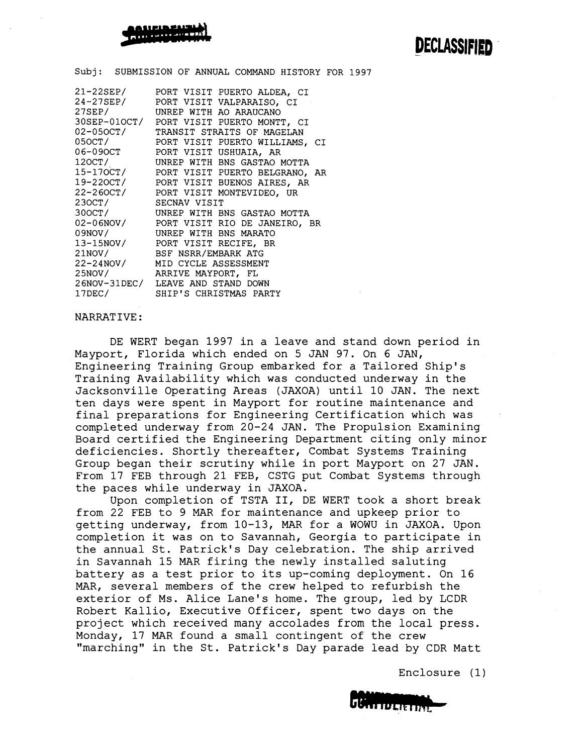Subj: SUBMISSION OF ANNUAL COMMAND HISTORY FOR 1997

| | |
|---|---|
| 21-22SEP/ | PORT VISIT PUERTO ALDEA, CI |
| 24-27SEP/ | PORT VISIT VALPARAISO, CI |
| 27SEP/ | UNREP WITH AO ARAUCANO |
| 30SEP-01OCT/ | PORT VISIT PUERTO MONTT, CI |
| 02-05OCT/ | TRANSIT STRAITS OF MAGELAN |
| 05OCT/ | PORT VISIT PUERTO WILLIAMS, CI |
| 06-09OCT | PORT VISIT USHUAIA, AR |
| 12OCT/ | UNREP WITH BNS GASTAO MOTTA |
| 15-17OCT/ | PORT VISIT PUERTO BELGRANO, AR |
| 19-22OCT/ | PORT VISIT BUENOS AIRES, AR |
| 22-26OCT/ | PORT VISIT MONTEVIDEO, UR |
| 23OCT/ | SECNAV VISIT |
| 30OCT/ | UNREP WITH BNS GASTAO MOTTA |
| 02-06NOV/ | PORT VISIT RIO DE JANEIRO, BR |
| 09NOV/ | UNREP WITH BNS MARATO |
| 13-15NOV/ | PORT VISIT RECIFE, BR |
| 21NOV/ | BSF NSRR/EMBARK ATG |
| 22-24NOV/ | MID CYCLE ASSESSMENT |
| 25NOV/ | ARRIVE MAYPORT, FL |
| 26NOV-31DEC/ | LEAVE AND STAND DOWN |
| 17DEC/ | SHIP'S CHRISTMAS PARTY |

NARRATIVE:

DE WERT began 1997 in a leave and stand down period in Mayport, Florida which ended on 5 JAN 97. On 6 JAN, Engineering Training Group embarked for a Tailored Ship's Training Availability which was conducted underway in the Jacksonville Operating Areas (JAXOA) until 10 JAN. The next ten days were spent in Mayport for routine maintenance and final preparations for Engineering Certification which was completed underway from 20-24 JAN. The Propulsion Examining Board certified the Engineering Department citing only minor deficiencies. Shortly thereafter, Combat Systems Training Group began their scrutiny while in port Mayport on 27 JAN. From 17 FEB through 21 FEB, CSTG put Combat Systems through the paces while underway in JAXOA.

Upon completion of TSTA II, DE WERT took a short break from 22 FEB to 9 MAR for maintenance and upkeep prior to getting underway, from 10-13, MAR for a WOWU in JAXOA. Upon completion it was on to Savannah, Georgia to participate in the annual St. Patrick's Day celebration. The ship arrived in Savannah 15 MAR firing the newly installed saluting battery as a test prior to its up-coming deployment. On 16 MAR, several members of the crew helped to refurbish the exterior of Ms. Alice Lane's home. The group, led by LCDR Robert Kallio, Executive Officer, spent two days on the project which received many accolades from the local press. Monday, 17 MAR found a small contingent of the crew "marching" in the St. Patrick's Day parade lead by CDR Matt

Enclosure (1)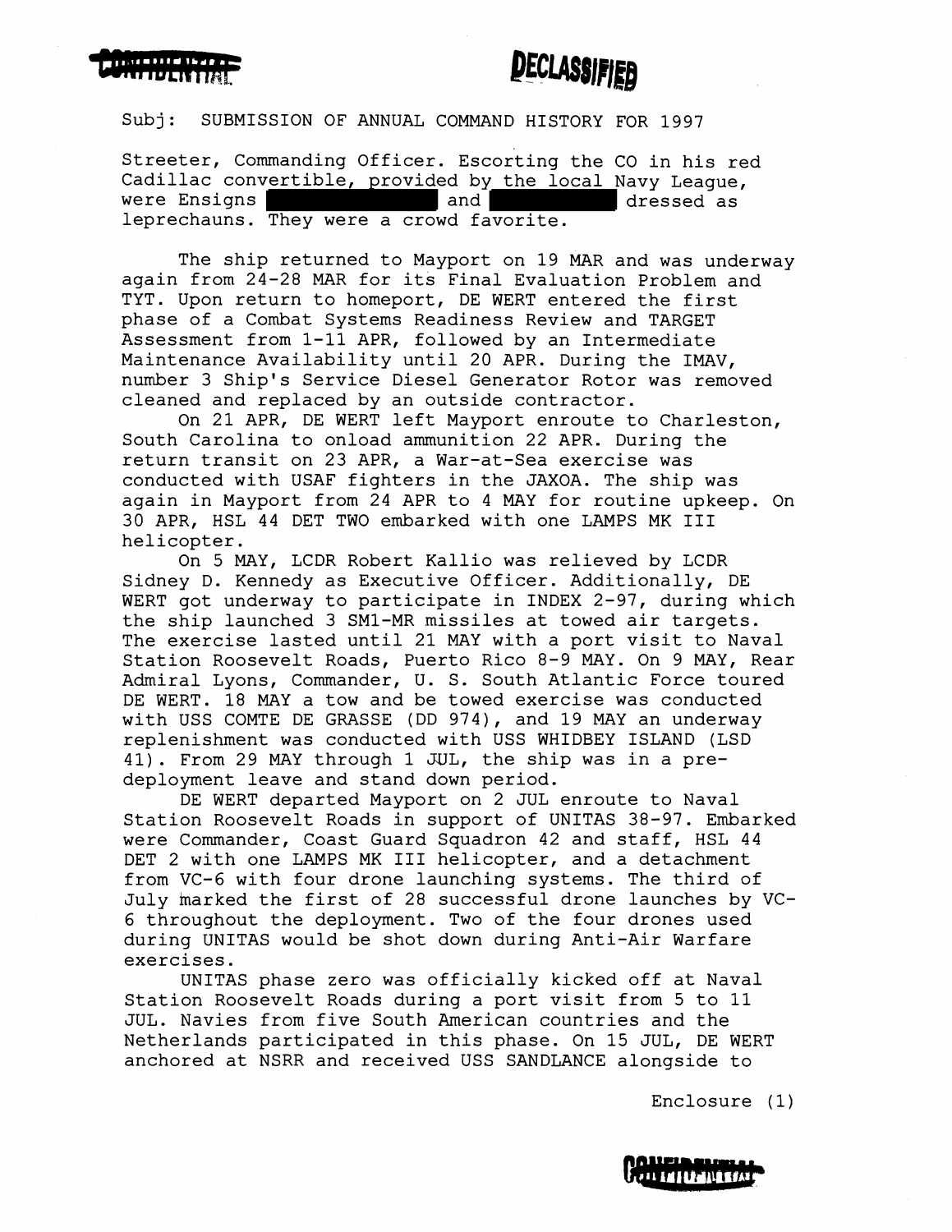Subj: SUBMISSION OF ANNUAL COMMAND HISTORY FOR 1997

Streeter, Commanding Officer. Escorting the CO in his red Cadillac convertible, provided by the local Navy League, were Ensigns ██████████ and ██████████ dressed as leprechauns. They were a crowd favorite.

The ship returned to Mayport on 19 MAR and was underway again from 24-28 MAR for its Final Evaluation Problem and TYT. Upon return to homeport, DE WERT entered the first phase of a Combat Systems Readiness Review and TARGET Assessment from 1-11 APR, followed by an Intermediate Maintenance Availability until 20 APR. During the IMAV, number 3 Ship's Service Diesel Generator Rotor was removed cleaned and replaced by an outside contractor.

On 21 APR, DE WERT left Mayport enroute to Charleston, South Carolina to onload ammunition 22 APR. During the return transit on 23 APR, a War-at-Sea exercise was conducted with USAF fighters in the JAXOA. The ship was again in Mayport from 24 APR to 4 MAY for routine upkeep. On 30 APR, HSL 44 DET TWO embarked with one LAMPS MK III helicopter.

On 5 MAY, LCDR Robert Kallio was relieved by LCDR Sidney D. Kennedy as Executive Officer. Additionally, DE WERT got underway to participate in INDEX 2-97, during which the ship launched 3 SM1-MR missiles at towed air targets. The exercise lasted until 21 MAY with a port visit to Naval Station Roosevelt Roads, Puerto Rico 8-9 MAY. On 9 MAY, Rear Admiral Lyons, Commander, U. S. South Atlantic Force toured DE WERT. 18 MAY a tow and be towed exercise was conducted with USS COMTE DE GRASSE (DD 974), and 19 MAY an underway replenishment was conducted with USS WHIDBEY ISLAND (LSD 41). From 29 MAY through 1 JUL, the ship was in a pre-deployment leave and stand down period.

DE WERT departed Mayport on 2 JUL enroute to Naval Station Roosevelt Roads in support of UNITAS 38-97. Embarked were Commander, Coast Guard Squadron 42 and staff, HSL 44 DET 2 with one LAMPS MK III helicopter, and a detachment from VC-6 with four drone launching systems. The third of July marked the first of 28 successful drone launches by VC-6 throughout the deployment. Two of the four drones used during UNITAS would be shot down during Anti-Air Warfare exercises.

UNITAS phase zero was officially kicked off at Naval Station Roosevelt Roads during a port visit from 5 to 11 JUL. Navies from five South American countries and the Netherlands participated in this phase. On 15 JUL, DE WERT anchored at NSRR and received USS SANDLANCE alongside to

Enclosure (1)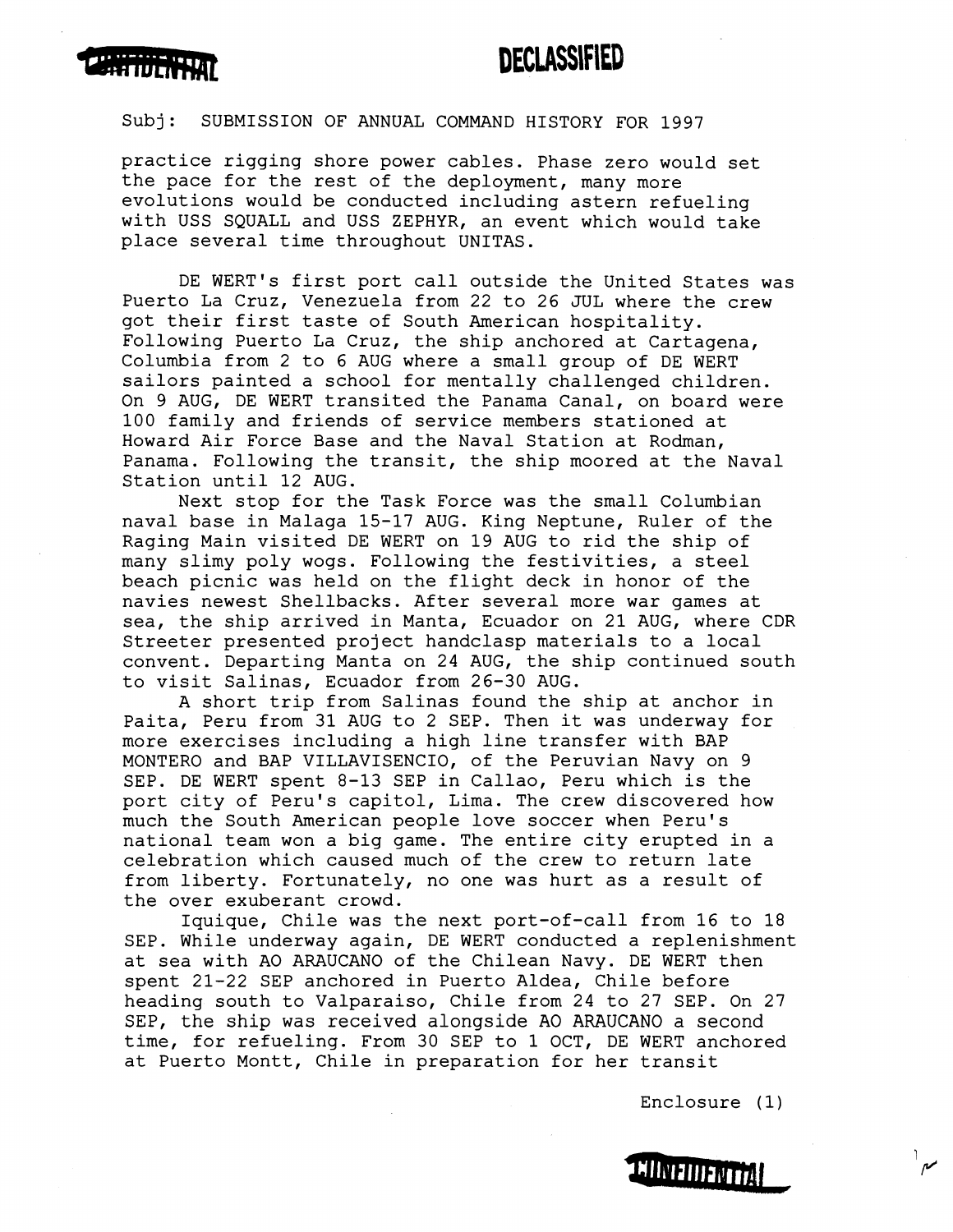Subj: SUBMISSION OF ANNUAL COMMAND HISTORY FOR 1997

practice rigging shore power cables. Phase zero would set the pace for the rest of the deployment, many more evolutions would be conducted including astern refueling with USS SQUALL and USS ZEPHYR, an event which would take place several time throughout UNITAS.

DE WERT's first port call outside the United States was Puerto La Cruz, Venezuela from 22 to 26 JUL where the crew got their first taste of South American hospitality. Following Puerto La Cruz, the ship anchored at Cartagena, Columbia from 2 to 6 AUG where a small group of DE WERT sailors painted a school for mentally challenged children. On 9 AUG, DE WERT transited the Panama Canal, on board were 100 family and friends of service members stationed at Howard Air Force Base and the Naval Station at Rodman, Panama. Following the transit, the ship moored at the Naval Station until 12 AUG.

Next stop for the Task Force was the small Columbian naval base in Malaga 15-17 AUG. King Neptune, Ruler of the Raging Main visited DE WERT on 19 AUG to rid the ship of many slimy poly wogs. Following the festivities, a steel beach picnic was held on the flight deck in honor of the navies newest Shellbacks. After several more war games at sea, the ship arrived in Manta, Ecuador on 21 AUG, where CDR Streeter presented project handclasp materials to a local convent. Departing Manta on 24 AUG, the ship continued south to visit Salinas, Ecuador from 26-30 AUG.

A short trip from Salinas found the ship at anchor in Paita, Peru from 31 AUG to 2 SEP. Then it was underway for more exercises including a high line transfer with BAP MONTERO and BAP VILLAVISENCIO, of the Peruvian Navy on 9 SEP. DE WERT spent 8-13 SEP in Callao, Peru which is the port city of Peru's capitol, Lima. The crew discovered how much the South American people love soccer when Peru's national team won a big game. The entire city erupted in a celebration which caused much of the crew to return late from liberty. Fortunately, no one was hurt as a result of the over exuberant crowd.

Iquique, Chile was the next port-of-call from 16 to 18 SEP. While underway again, DE WERT conducted a replenishment at sea with AO ARAUCANO of the Chilean Navy. DE WERT then spent 21-22 SEP anchored in Puerto Aldea, Chile before heading south to Valparaiso, Chile from 24 to 27 SEP. On 27 SEP, the ship was received alongside AO ARAUCANO a second time, for refueling. From 30 SEP to 1 OCT, DE WERT anchored at Puerto Montt, Chile in preparation for her transit

Enclosure (1)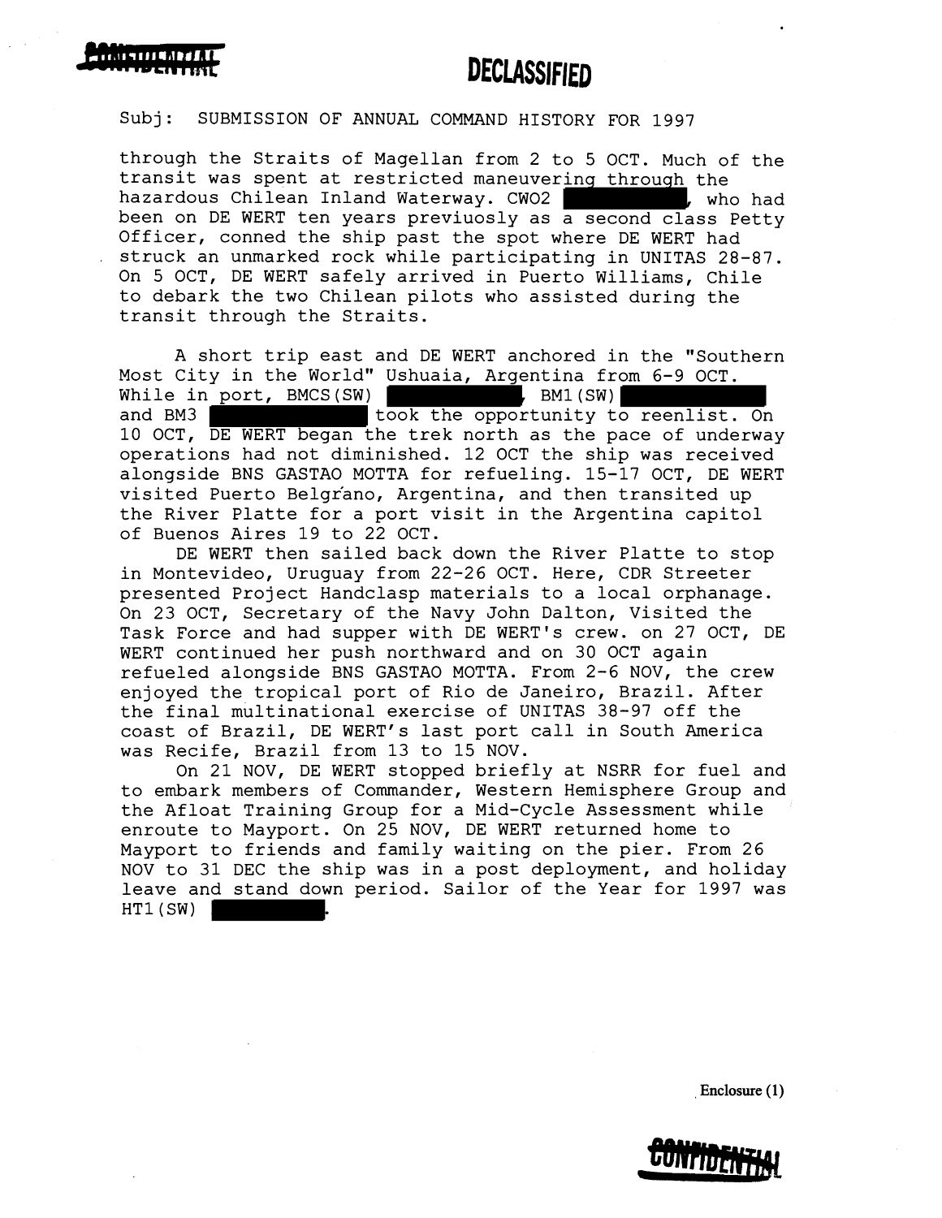Subj: SUBMISSION OF ANNUAL COMMAND HISTORY FOR 1997

through the Straits of Magellan from 2 to 5 OCT. Much of the transit was spent at restricted maneuvering through the hazardous Chilean Inland Waterway. CWO2 [REDACTED], who had been on DE WERT ten years previuosly as a second class Petty Officer, conned the ship past the spot where DE WERT had struck an unmarked rock while participating in UNITAS 28-87. On 5 OCT, DE WERT safely arrived in Puerto Williams, Chile to debark the two Chilean pilots who assisted during the transit through the Straits.

A short trip east and DE WERT anchored in the "Southern Most City in the World" Ushuaia, Argentina from 6-9 OCT. While in port, BMCS(SW) [REDACTED], BM1(SW) [REDACTED] and BM3 [REDACTED] took the opportunity to reenlist. On 10 OCT, DE WERT began the trek north as the pace of underway operations had not diminished. 12 OCT the ship was received alongside BNS GASTAO MOTTA for refueling. 15-17 OCT, DE WERT visited Puerto Belgŕano, Argentina, and then transited up the River Platte for a port visit in the Argentina capitol of Buenos Aires 19 to 22 OCT.

DE WERT then sailed back down the River Platte to stop in Montevideo, Uruguay from 22-26 OCT. Here, CDR Streeter presented Project Handclasp materials to a local orphanage. On 23 OCT, Secretary of the Navy John Dalton, Visited the Task Force and had supper with DE WERT's crew. on 27 OCT, DE WERT continued her push northward and on 30 OCT again refueled alongside BNS GASTAO MOTTA. From 2-6 NOV, the crew enjoyed the tropical port of Rio de Janeiro, Brazil. After the final multinational exercise of UNITAS 38-97 off the coast of Brazil, DE WERT's last port call in South America was Recife, Brazil from 13 to 15 NOV.

On 21 NOV, DE WERT stopped briefly at NSRR for fuel and to embark members of Commander, Western Hemisphere Group and the Afloat Training Group for a Mid-Cycle Assessment while enroute to Mayport. On 25 NOV, DE WERT returned home to Mayport to friends and family waiting on the pier. From 26 NOV to 31 DEC the ship was in a post deployment, and holiday leave and stand down period. Sailor of the Year for 1997 was HT1(SW) [REDACTED].

Enclosure (1)